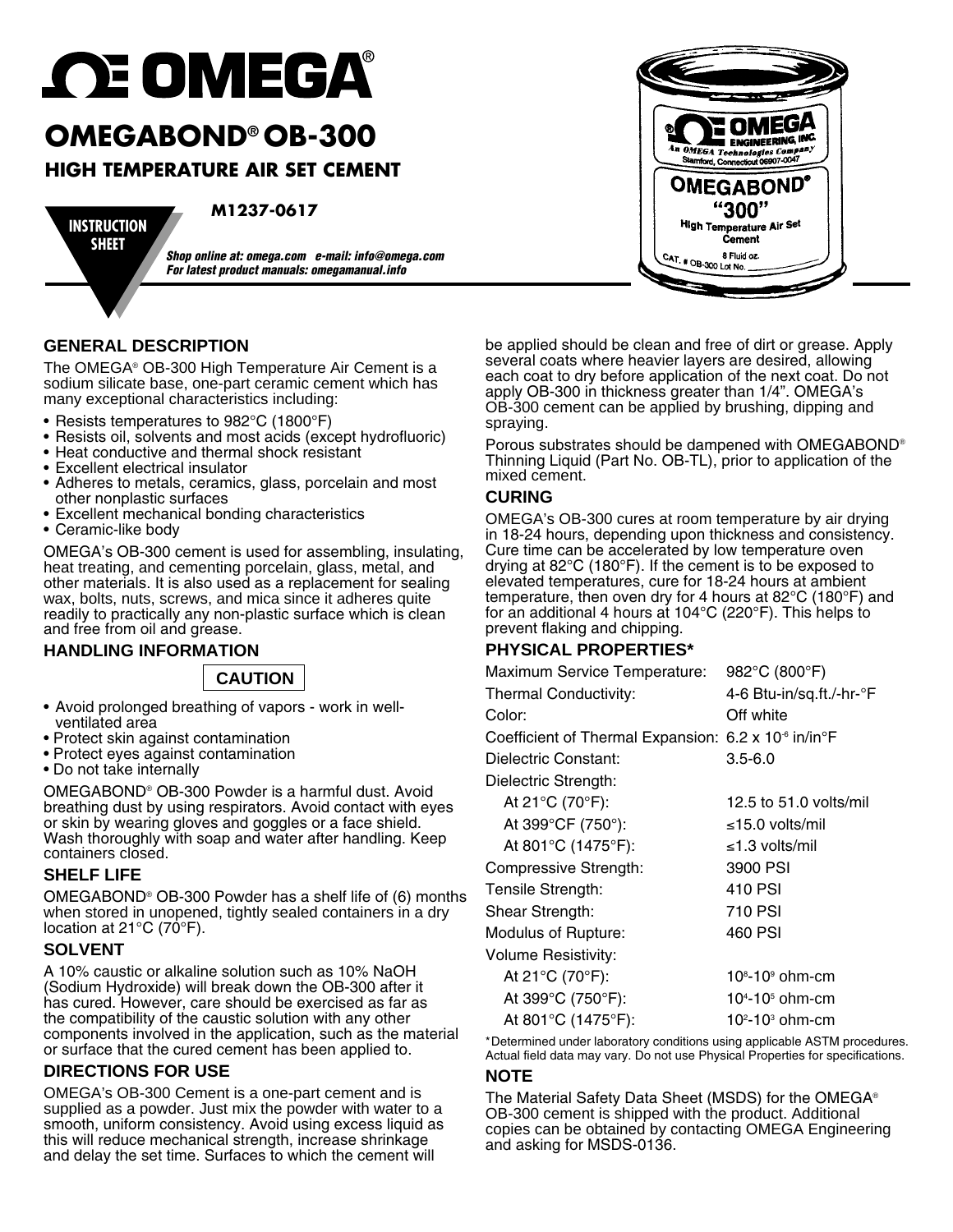# OMEGA®

## OMEGABOND® OB-300

### HIGH TEMPERATURE AIR SET CEMENT

**INSTRUCTION SHEET**

**M1237-0617**

***Shop online at: omega.com e-mail: info@omega.com***
***For latest product manuals: omegamanual.info***

## GENERAL DESCRIPTION

The OMEGA® OB-300 High Temperature Air Cement is a sodium silicate base, one-part ceramic cement which has many exceptional characteristics including:

- Resists temperatures to 982°C (1800°F)
- Resists oil, solvents and most acids (except hydrofluoric)
- Heat conductive and thermal shock resistant
- Excellent electrical insulator
- Adheres to metals, ceramics, glass, porcelain and most other nonplastic surfaces
- Excellent mechanical bonding characteristics
- Ceramic-like body

OMEGA's OB-300 cement is used for assembling, insulating, heat treating, and cementing porcelain, glass, metal, and other materials. It is also used as a replacement for sealing wax, bolts, nuts, screws, and mica since it adheres quite readily to practically any non-plastic surface which is clean and free from oil and grease.

## HANDLING INFORMATION

**CAUTION**

- Avoid prolonged breathing of vapors - work in well-ventilated area
- Protect skin against contamination
- Protect eyes against contamination
- Do not take internally

OMEGABOND® OB-300 Powder is a harmful dust. Avoid breathing dust by using respirators. Avoid contact with eyes or skin by wearing gloves and goggles or a face shield. Wash thoroughly with soap and water after handling. Keep containers closed.

## SHELF LIFE

OMEGABOND® OB-300 Powder has a shelf life of (6) months when stored in unopened, tightly sealed containers in a dry location at 21°C (70°F).

## SOLVENT

A 10% caustic or alkaline solution such as 10% NaOH (Sodium Hydroxide) will break down the OB-300 after it has cured. However, care should be exercised as far as the compatibility of the caustic solution with any other components involved in the application, such as the material or surface that the cured cement has been applied to.

## DIRECTIONS FOR USE

OMEGA's OB-300 Cement is a one-part cement and is supplied as a powder. Just mix the powder with water to a smooth, uniform consistency. Avoid using excess liquid as this will reduce mechanical strength, increase shrinkage and delay the set time. Surfaces to which the cement will be applied should be clean and free of dirt or grease. Apply several coats where heavier layers are desired, allowing each coat to dry before application of the next coat. Do not apply OB-300 in thickness greater than 1/4". OMEGA's OB-300 cement can be applied by brushing, dipping and spraying.

Porous substrates should be dampened with OMEGABOND® Thinning Liquid (Part No. OB-TL), prior to application of the mixed cement.

## CURING

OMEGA's OB-300 cures at room temperature by air drying in 18-24 hours, depending upon thickness and consistency. Cure time can be accelerated by low temperature oven drying at 82°C (180°F). If the cement is to be exposed to elevated temperatures, cure for 18-24 hours at ambient temperature, then oven dry for 4 hours at 82°C (180°F) and for an additional 4 hours at 104°C (220°F). This helps to prevent flaking and chipping.

## PHYSICAL PROPERTIES*

| Property | Value |
|---|---|
| Maximum Service Temperature: | 982°C (800°F) |
| Thermal Conductivity: | 4-6 Btu-in/sq.ft./-hr-°F |
| Color: | Off white |
| Coefficient of Thermal Expansion: | $6.2 \times 10^{-6}$ in/in°F |
| Dielectric Constant: | 3.5-6.0 |
| Dielectric Strength: | |
| At 21°C (70°F): | 12.5 to 51.0 volts/mil |
| At 399°CF (750°): | ≤15.0 volts/mil |
| At 801°C (1475°F): | ≤1.3 volts/mil |
| Compressive Strength: | 3900 PSI |
| Tensile Strength: | 410 PSI |
| Shear Strength: | 710 PSI |
| Modulus of Rupture: | 460 PSI |
| Volume Resistivity: | |
| At 21°C (70°F): | $10^{8}$-$10^{9}$ ohm-cm |
| At 399°C (750°F): | $10^{4}$-$10^{5}$ ohm-cm |
| At 801°C (1475°F): | $10^{2}$-$10^{3}$ ohm-cm |

*Determined under laboratory conditions using applicable ASTM procedures. Actual field data may vary. Do not use Physical Properties for specifications.

## NOTE

The Material Safety Data Sheet (MSDS) for the OMEGA® OB-300 cement is shipped with the product. Additional copies can be obtained by contacting OMEGA Engineering and asking for MSDS-0136.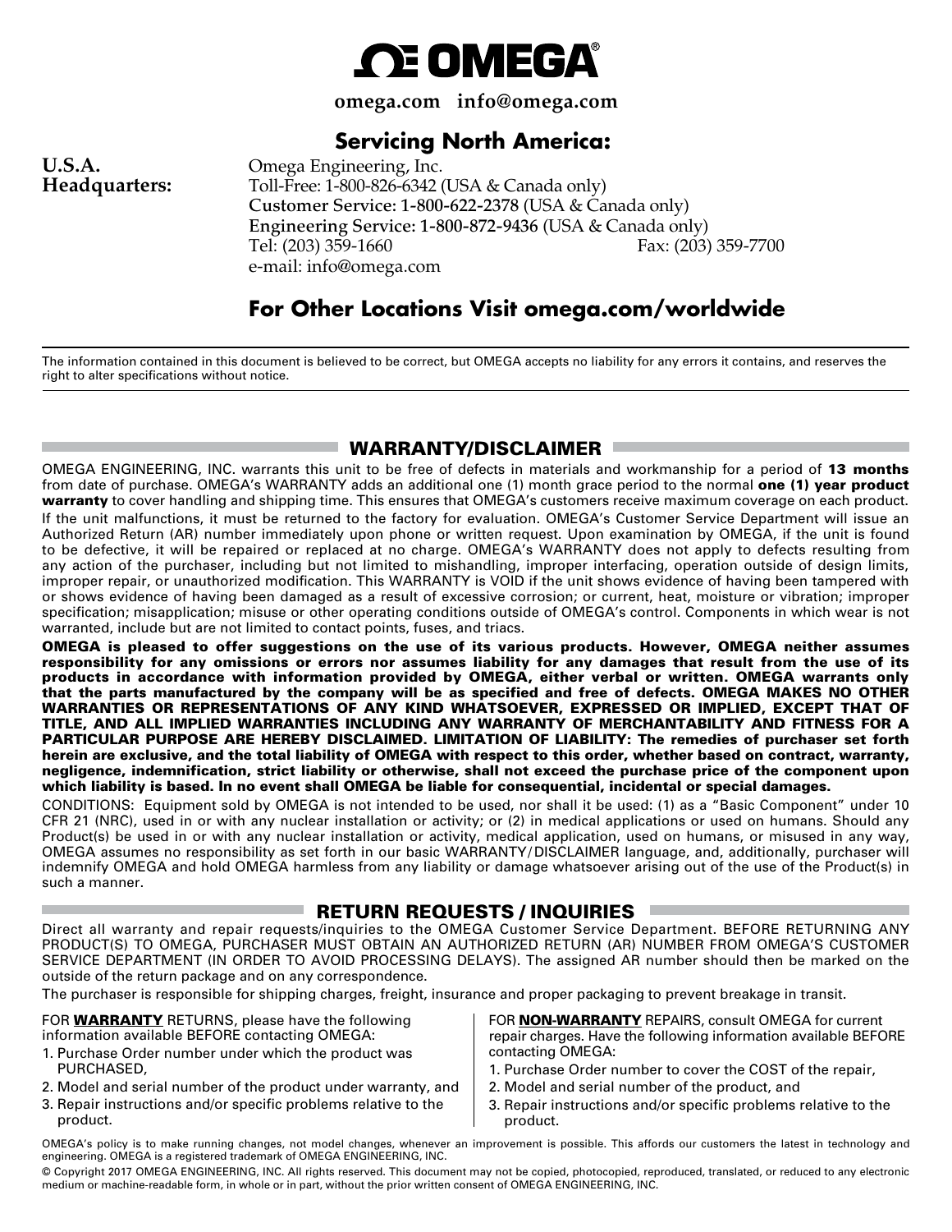# Ω OMEGA®

**omega.com info@omega.com**

## Servicing North America:

**U.S.A. Headquarters:**
Omega Engineering, Inc.
Toll-Free: 1-800-826-6342 (USA & Canada only)
Customer Service: 1-800-622-2378 (USA & Canada only)
Engineering Service: 1-800-872-9436 (USA & Canada only)
Tel: (203) 359-1660 Fax: (203) 359-7700
e-mail: info@omega.com

## For Other Locations Visit omega.com/worldwide

---

The information contained in this document is believed to be correct, but OMEGA accepts no liability for any errors it contains, and reserves the right to alter specifications without notice.

---

## WARRANTY/DISCLAIMER

OMEGA ENGINEERING, INC. warrants this unit to be free of defects in materials and workmanship for a period of **13 months** from date of purchase. OMEGA's WARRANTY adds an additional one (1) month grace period to the normal **one (1) year product warranty** to cover handling and shipping time. This ensures that OMEGA's customers receive maximum coverage on each product.

If the unit malfunctions, it must be returned to the factory for evaluation. OMEGA's Customer Service Department will issue an Authorized Return (AR) number immediately upon phone or written request. Upon examination by OMEGA, if the unit is found to be defective, it will be repaired or replaced at no charge. OMEGA's WARRANTY does not apply to defects resulting from any action of the purchaser, including but not limited to mishandling, improper interfacing, operation outside of design limits, improper repair, or unauthorized modification. This WARRANTY is VOID if the unit shows evidence of having been tampered with or shows evidence of having been damaged as a result of excessive corrosion; or current, heat, moisture or vibration; improper specification; misapplication; misuse or other operating conditions outside of OMEGA's control. Components in which wear is not warranted, include but are not limited to contact points, fuses, and triacs.

**OMEGA is pleased to offer suggestions on the use of its various products. However, OMEGA neither assumes responsibility for any omissions or errors nor assumes liability for any damages that result from the use of its products in accordance with information provided by OMEGA, either verbal or written. OMEGA warrants only that the parts manufactured by the company will be as specified and free of defects. OMEGA MAKES NO OTHER WARRANTIES OR REPRESENTATIONS OF ANY KIND WHATSOEVER, EXPRESSED OR IMPLIED, EXCEPT THAT OF TITLE, AND ALL IMPLIED WARRANTIES INCLUDING ANY WARRANTY OF MERCHANTABILITY AND FITNESS FOR A PARTICULAR PURPOSE ARE HEREBY DISCLAIMED. LIMITATION OF LIABILITY: The remedies of purchaser set forth herein are exclusive, and the total liability of OMEGA with respect to this order, whether based on contract, warranty, negligence, indemnification, strict liability or otherwise, shall not exceed the purchase price of the component upon which liability is based. In no event shall OMEGA be liable for consequential, incidental or special damages.**

CONDITIONS: Equipment sold by OMEGA is not intended to be used, nor shall it be used: (1) as a "Basic Component" under 10 CFR 21 (NRC), used in or with any nuclear installation or activity; or (2) in medical applications or used on humans. Should any Product(s) be used in or with any nuclear installation or activity, medical application, used on humans, or misused in any way, OMEGA assumes no responsibility as set forth in our basic WARRANTY/DISCLAIMER language, and, additionally, purchaser will indemnify OMEGA and hold OMEGA harmless from any liability or damage whatsoever arising out of the use of the Product(s) in such a manner.

## RETURN REQUESTS / INQUIRIES

Direct all warranty and repair requests/inquiries to the OMEGA Customer Service Department. BEFORE RETURNING ANY PRODUCT(S) TO OMEGA, PURCHASER MUST OBTAIN AN AUTHORIZED RETURN (AR) NUMBER FROM OMEGA'S CUSTOMER SERVICE DEPARTMENT (IN ORDER TO AVOID PROCESSING DELAYS). The assigned AR number should then be marked on the outside of the return package and on any correspondence.

The purchaser is responsible for shipping charges, freight, insurance and proper packaging to prevent breakage in transit.

FOR **WARRANTY** RETURNS, please have the following information available BEFORE contacting OMEGA:

1. Purchase Order number under which the product was PURCHASED,
2. Model and serial number of the product under warranty, and
3. Repair instructions and/or specific problems relative to the product.

FOR **NON-WARRANTY** REPAIRS, consult OMEGA for current repair charges. Have the following information available BEFORE contacting OMEGA:

1. Purchase Order number to cover the COST of the repair,
2. Model and serial number of the product, and
3. Repair instructions and/or specific problems relative to the product.

OMEGA's policy is to make running changes, not model changes, whenever an improvement is possible. This affords our customers the latest in technology and engineering. OMEGA is a registered trademark of OMEGA ENGINEERING, INC.

© Copyright 2017 OMEGA ENGINEERING, INC. All rights reserved. This document may not be copied, photocopied, reproduced, translated, or reduced to any electronic medium or machine-readable form, in whole or in part, without the prior written consent of OMEGA ENGINEERING, INC.